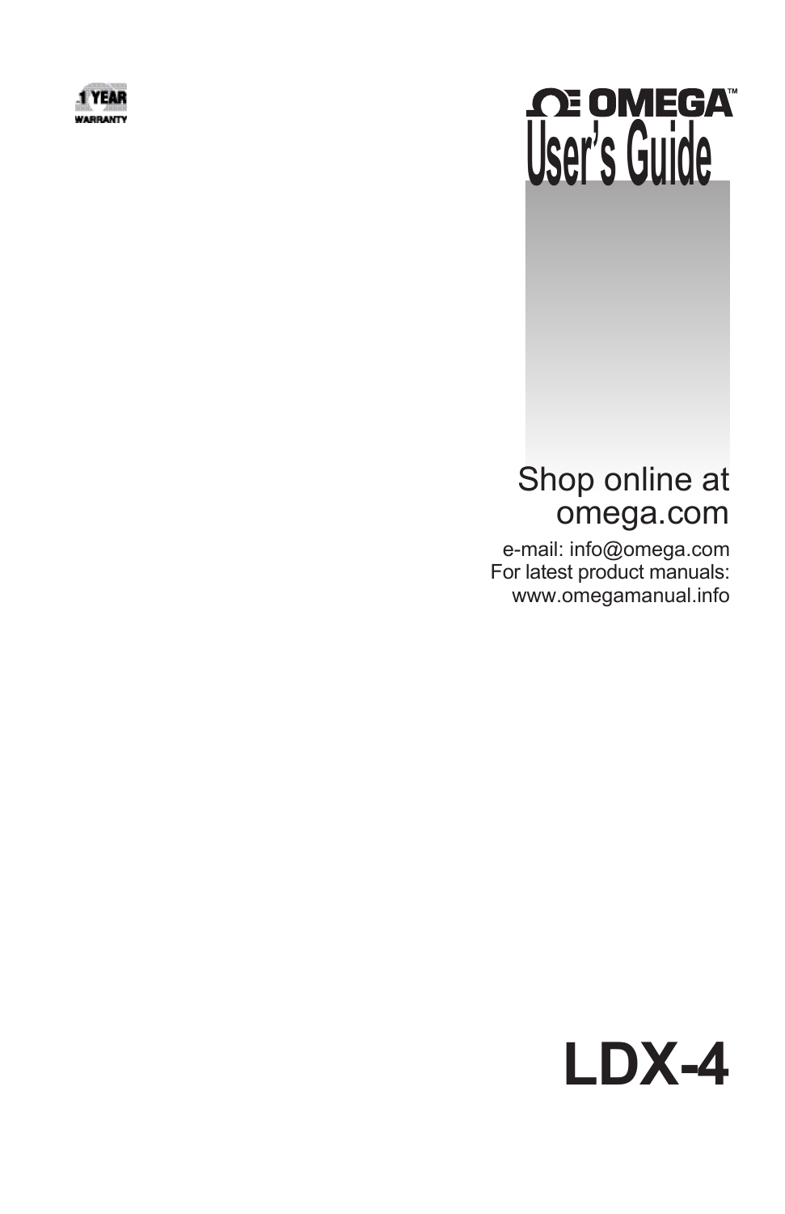1 YEAR WARRANTY

OMEGA™

# User's Guide

Shop online at omega.com

e-mail: info@omega.com
For latest product manuals:
www.omegamanual.info

# LDX-4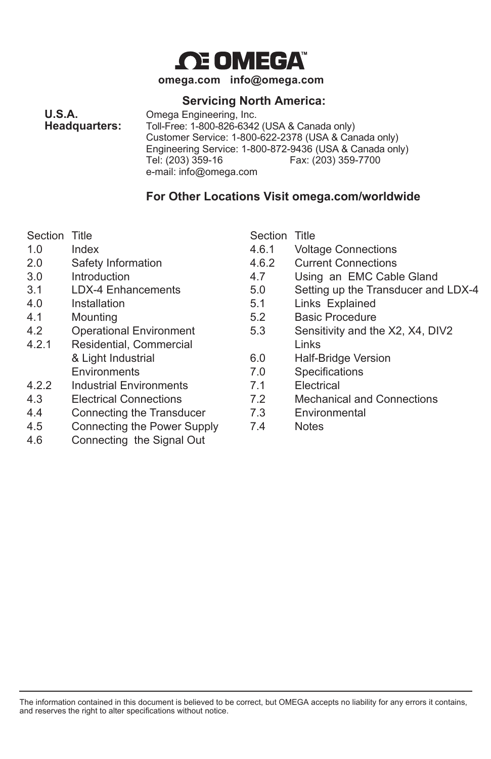# OMEGA

**omega.com info@omega.com**

**Servicing North America:**

**U.S.A. Headquarters:**

Omega Engineering, Inc.
Toll-Free: 1-800-826-6342 (USA & Canada only)
Customer Service: 1-800-622-2378 (USA & Canada only)
Engineering Service: 1-800-872-9436 (USA & Canada only)
Tel: (203) 359-16 Fax: (203) 359-7700
e-mail: info@omega.com

**For Other Locations Visit omega.com/worldwide**

| Section | Title |
|---|---|
| 1.0 | Index |
| 2.0 | Safety Information |
| 3.0 | Introduction |
| 3.1 | LDX-4 Enhancements |
| 4.0 | Installation |
| 4.1 | Mounting |
| 4.2 | Operational Environment |
| 4.2.1 | Residential, Commercial & Light Industrial Environments |
| 4.2.2 | Industrial Environments |
| 4.3 | Electrical Connections |
| 4.4 | Connecting the Transducer |
| 4.5 | Connecting the Power Supply |
| 4.6 | Connecting the Signal Out |
| 4.6.1 | Voltage Connections |
| 4.6.2 | Current Connections |
| 4.7 | Using an EMC Cable Gland |
| 5.0 | Setting up the Transducer and LDX-4 |
| 5.1 | Links Explained |
| 5.2 | Basic Procedure |
| 5.3 | Sensitivity and the X2, X4, DIV2 Links |
| 6.0 | Half-Bridge Version |
| 7.0 | Specifications |
| 7.1 | Electrical |
| 7.2 | Mechanical and Connections |
| 7.3 | Environmental |
| 7.4 | Notes |

The information contained in this document is believed to be correct, but OMEGA accepts no liability for any errors it contains, and reserves the right to alter specifications without notice.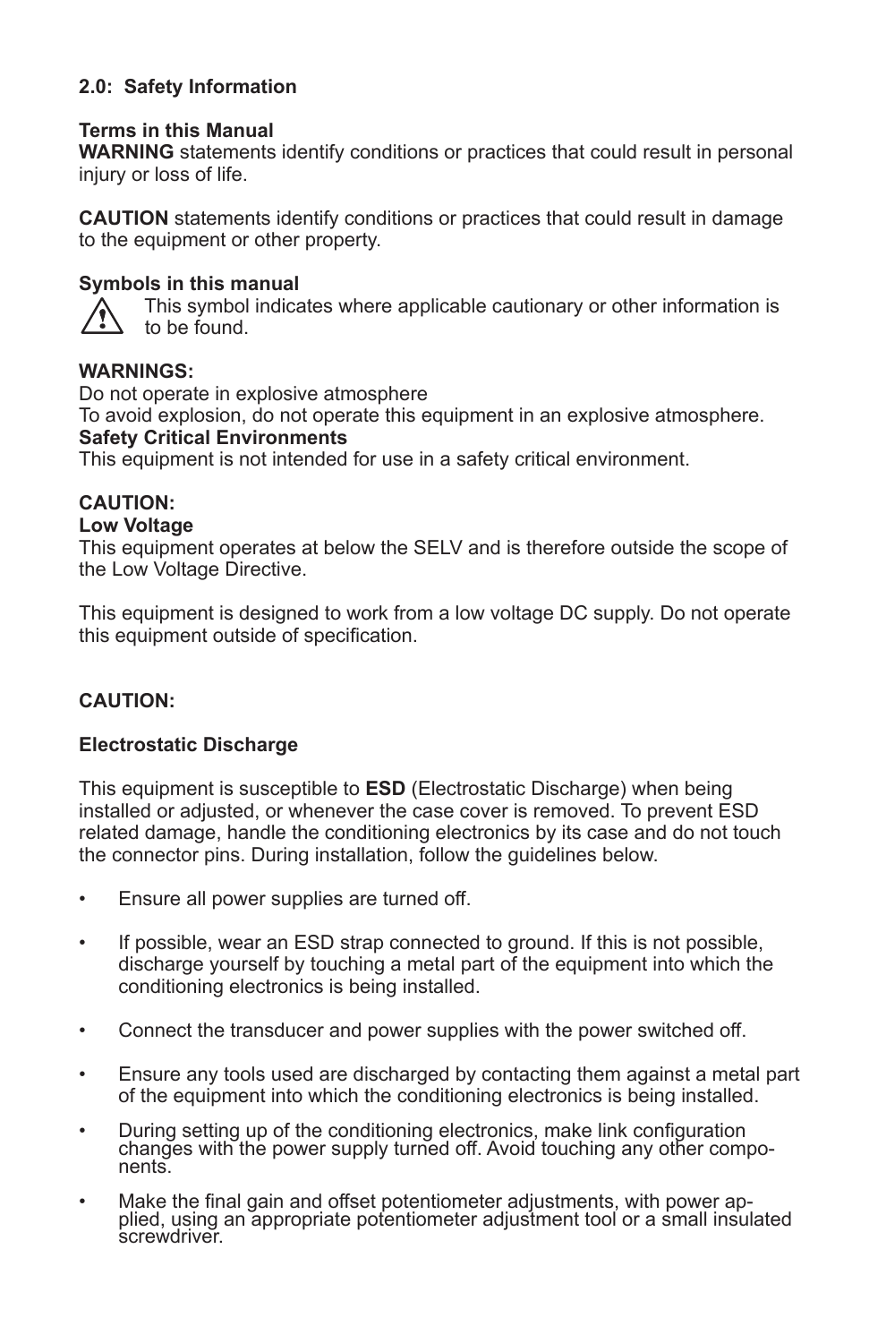## 2.0: Safety Information

**Terms in this Manual**

**WARNING** statements identify conditions or practices that could result in personal injury or loss of life.

**CAUTION** statements identify conditions or practices that could result in damage to the equipment or other property.

**Symbols in this manual**

⚠ This symbol indicates where applicable cautionary or other information is to be found.

**WARNINGS:**

Do not operate in explosive atmosphere

To avoid explosion, do not operate this equipment in an explosive atmosphere.

**Safety Critical Environments**

This equipment is not intended for use in a safety critical environment.

**CAUTION:**

**Low Voltage**

This equipment operates at below the SELV and is therefore outside the scope of the Low Voltage Directive.

This equipment is designed to work from a low voltage DC supply. Do not operate this equipment outside of specification.

**CAUTION:**

**Electrostatic Discharge**

This equipment is susceptible to **ESD** (Electrostatic Discharge) when being installed or adjusted, or whenever the case cover is removed. To prevent ESD related damage, handle the conditioning electronics by its case and do not touch the connector pins. During installation, follow the guidelines below.

- Ensure all power supplies are turned off.
- If possible, wear an ESD strap connected to ground. If this is not possible, discharge yourself by touching a metal part of the equipment into which the conditioning electronics is being installed.
- Connect the transducer and power supplies with the power switched off.
- Ensure any tools used are discharged by contacting them against a metal part of the equipment into which the conditioning electronics is being installed.
- During setting up of the conditioning electronics, make link configuration changes with the power supply turned off. Avoid touching any other components.
- Make the final gain and offset potentiometer adjustments, with power applied, using an appropriate potentiometer adjustment tool or a small insulated screwdriver.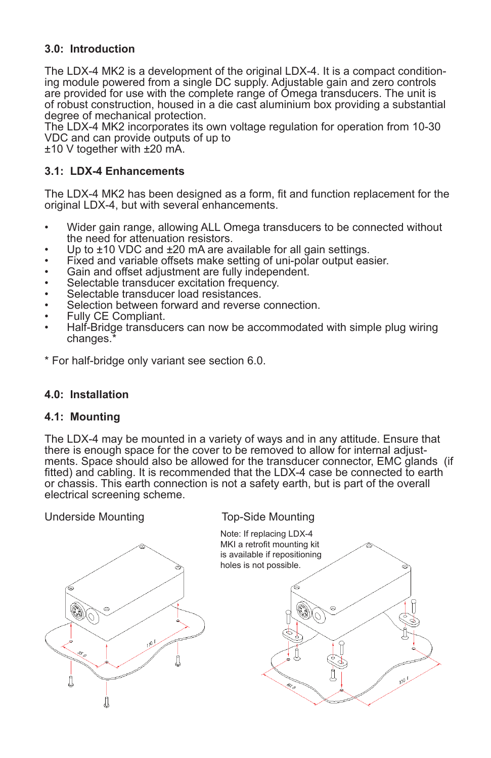### 3.0: Introduction

The LDX-4 MK2 is a development of the original LDX-4. It is a compact conditioning module powered from a single DC supply. Adjustable gain and zero controls are provided for use with the complete range of Omega transducers. The unit is of robust construction, housed in a die cast aluminium box providing a substantial degree of mechanical protection.
The LDX-4 MK2 incorporates its own voltage regulation for operation from 10-30 VDC and can provide outputs of up to
±10 V together with ±20 mA.

### 3.1: LDX-4 Enhancements

The LDX-4 MK2 has been designed as a form, fit and function replacement for the original LDX-4, but with several enhancements.

- Wider gain range, allowing ALL Omega transducers to be connected without the need for attenuation resistors.
- Up to ±10 VDC and ±20 mA are available for all gain settings.
- Fixed and variable offsets make setting of uni-polar output easier.
- Gain and offset adjustment are fully independent.
- Selectable transducer excitation frequency.
- Selectable transducer load resistances.
- Selection between forward and reverse connection.
- Fully CE Compliant.
- Half-Bridge transducers can now be accommodated with simple plug wiring changes.*

* For half-bridge only variant see section 6.0.

### 4.0: Installation

### 4.1: Mounting

The LDX-4 may be mounted in a variety of ways and in any attitude. Ensure that there is enough space for the cover to be removed to allow for internal adjustments. Space should also be allowed for the transducer connector, EMC glands (if fitted) and cabling. It is recommended that the LDX-4 case be connected to earth or chassis. This earth connection is not a safety earth, but is part of the overall electrical screening scheme.

Underside Mounting

Top-Side Mounting

Note: If replacing LDX-4 MKI a retrofit mounting kit is available if repositioning holes is not possible.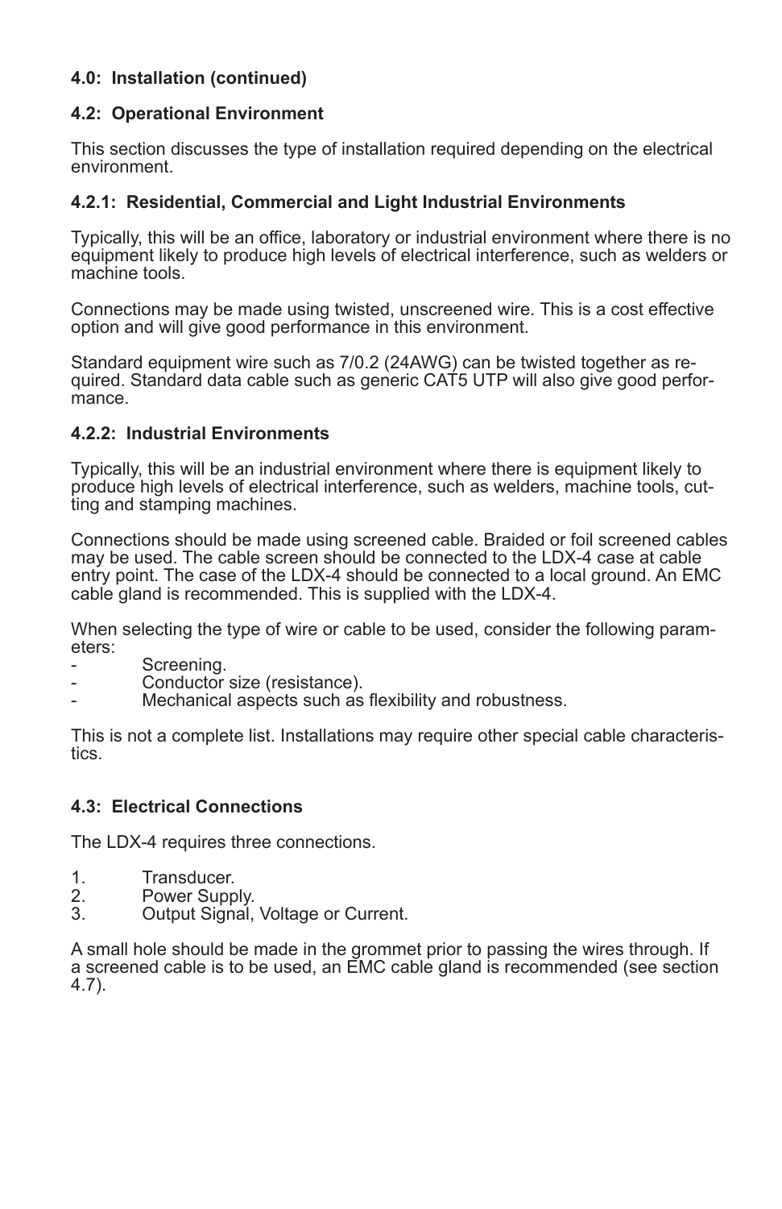## 4.0: Installation (continued)

### 4.2: Operational Environment

This section discusses the type of installation required depending on the electrical environment.

#### 4.2.1: Residential, Commercial and Light Industrial Environments

Typically, this will be an office, laboratory or industrial environment where there is no equipment likely to produce high levels of electrical interference, such as welders or machine tools.

Connections may be made using twisted, unscreened wire. This is a cost effective option and will give good performance in this environment.

Standard equipment wire such as 7/0.2 (24AWG) can be twisted together as required. Standard data cable such as generic CAT5 UTP will also give good performance.

#### 4.2.2: Industrial Environments

Typically, this will be an industrial environment where there is equipment likely to produce high levels of electrical interference, such as welders, machine tools, cutting and stamping machines.

Connections should be made using screened cable. Braided or foil screened cables may be used. The cable screen should be connected to the LDX-4 case at cable entry point. The case of the LDX-4 should be connected to a local ground. An EMC cable gland is recommended. This is supplied with the LDX-4.

When selecting the type of wire or cable to be used, consider the following parameters:

- Screening.
- Conductor size (resistance).
- Mechanical aspects such as flexibility and robustness.

This is not a complete list. Installations may require other special cable characteristics.

### 4.3: Electrical Connections

The LDX-4 requires three connections.

1. Transducer.
2. Power Supply.
3. Output Signal, Voltage or Current.

A small hole should be made in the grommet prior to passing the wires through. If a screened cable is to be used, an EMC cable gland is recommended (see section 4.7).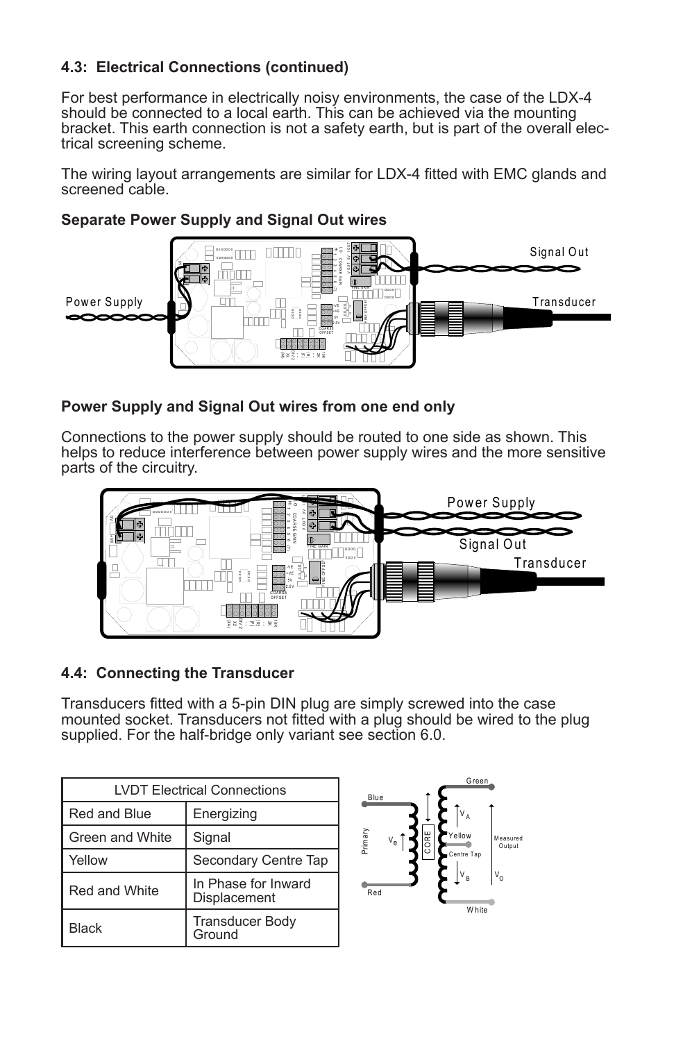## 4.3: Electrical Connections (continued)

For best performance in electrically noisy environments, the case of the LDX-4 should be connected to a local earth. This can be achieved via the mounting bracket. This earth connection is not a safety earth, but is part of the overall electrical screening scheme.

The wiring layout arrangements are similar for LDX-4 fitted with EMC glands and screened cable.

### Separate Power Supply and Signal Out wires

Power Supply    Signal Out    Transducer

### Power Supply and Signal Out wires from one end only

Connections to the power supply should be routed to one side as shown. This helps to reduce interference between power supply wires and the more sensitive parts of the circuitry.

Power Supply    Signal Out    Transducer

## 4.4: Connecting the Transducer

Transducers fitted with a 5-pin DIN plug are simply screwed into the case mounted socket. Transducers not fitted with a plug should be wired to the plug supplied. For the half-bridge only variant see section 6.0.

| LVDT Electrical Connections | |
|---|---|
| Red and Blue | Energizing |
| Green and White | Signal |
| Yellow | Secondary Centre Tap |
| Red and White | In Phase for Inward Displacement |
| Black | Transducer Body Ground |

Blue, Red, Primary, $V_e$, CORE, Green, $V_A$, Yellow, Centre Tap, $V_B$, White, Measured Output, $V_O$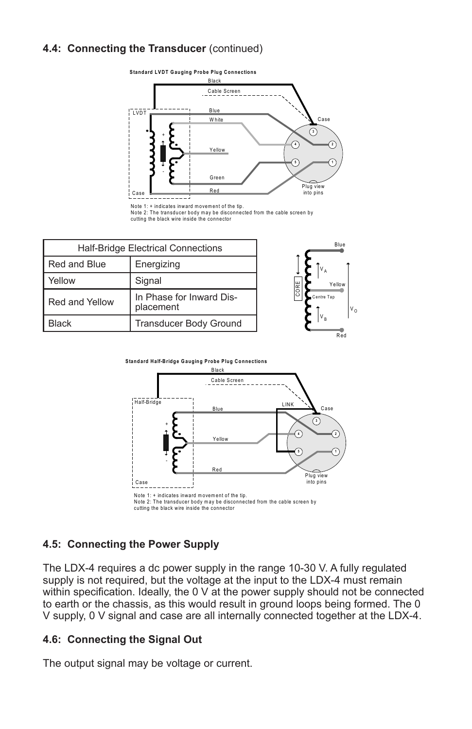## 4.4: Connecting the Transducer (continued)

**Standard LVDT Gauging Probe Plug Connections**

Note 1: + indicates inward movement of the tip.
Note 2: The transducer body may be disconnected from the cable screen by cutting the black wire inside the connector

| Half-Bridge Electrical Connections | |
|---|---|
| Red and Blue | Energizing |
| Yellow | Signal |
| Red and Yellow | In Phase for Inward Displacement |
| Black | Transducer Body Ground |

**Standard Half-Bridge Gauging Probe Plug Connections**

Note 1: + indicates inward movement of the tip.
Note 2: The transducer body may be disconnected from the cable screen by cutting the black wire inside the connector

## 4.5: Connecting the Power Supply

The LDX-4 requires a dc power supply in the range 10-30 V. A fully regulated supply is not required, but the voltage at the input to the LDX-4 must remain within specification. Ideally, the 0 V at the power supply should not be connected to earth or the chassis, as this would result in ground loops being formed. The 0 V supply, 0 V signal and case are all internally connected together at the LDX-4.

## 4.6: Connecting the Signal Out

The output signal may be voltage or current.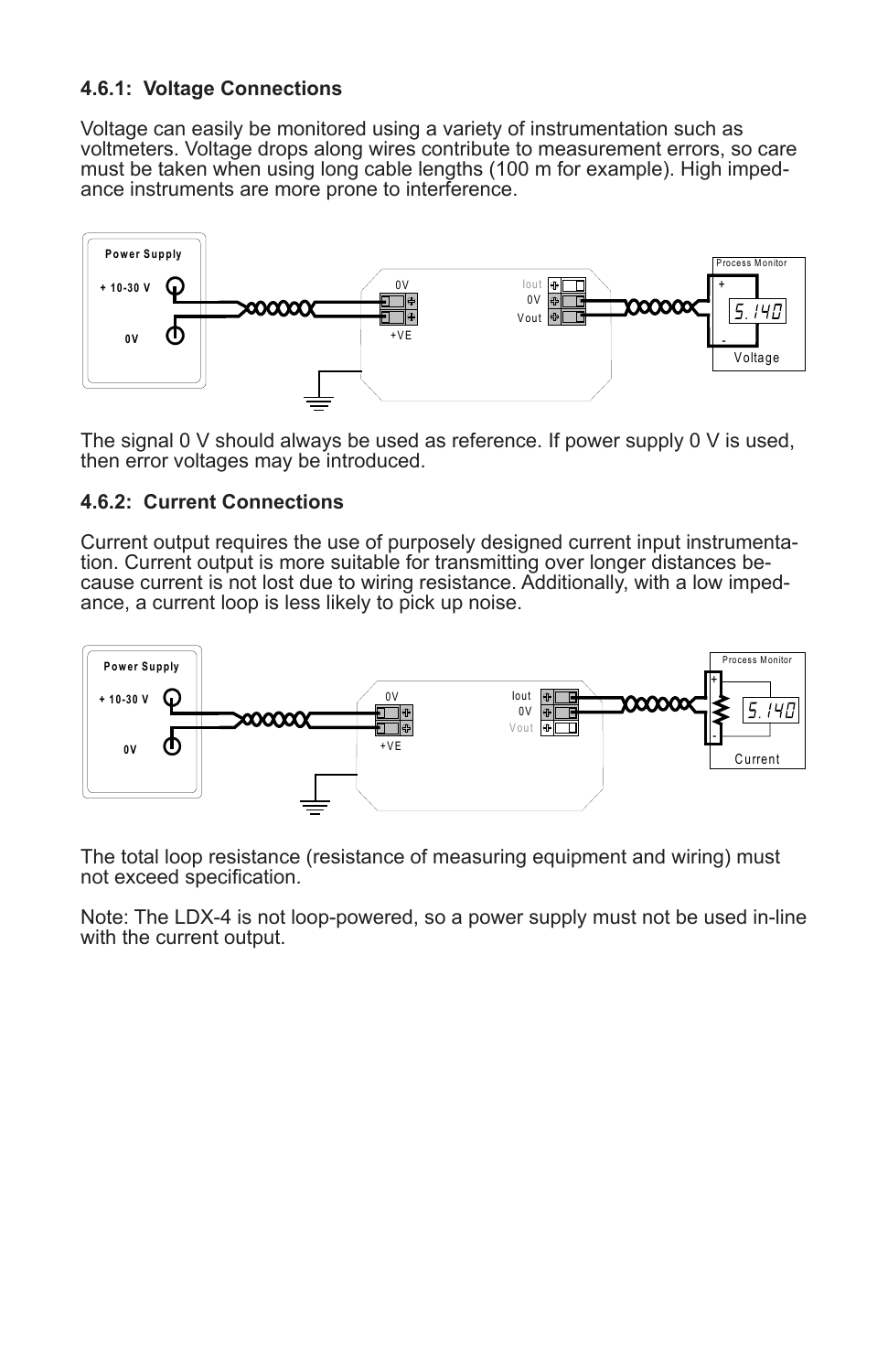#### 4.6.1: Voltage Connections

Voltage can easily be monitored using a variety of instrumentation such as voltmeters. Voltage drops along wires contribute to measurement errors, so care must be taken when using long cable lengths (100 m for example). High impedance instruments are more prone to interference.

The signal 0 V should always be used as reference. If power supply 0 V is used, then error voltages may be introduced.

#### 4.6.2: Current Connections

Current output requires the use of purposely designed current input instrumentation. Current output is more suitable for transmitting over longer distances because current is not lost due to wiring resistance. Additionally, with a low impedance, a current loop is less likely to pick up noise.

The total loop resistance (resistance of measuring equipment and wiring) must not exceed specification.

Note: The LDX-4 is not loop-powered, so a power supply must not be used in-line with the current output.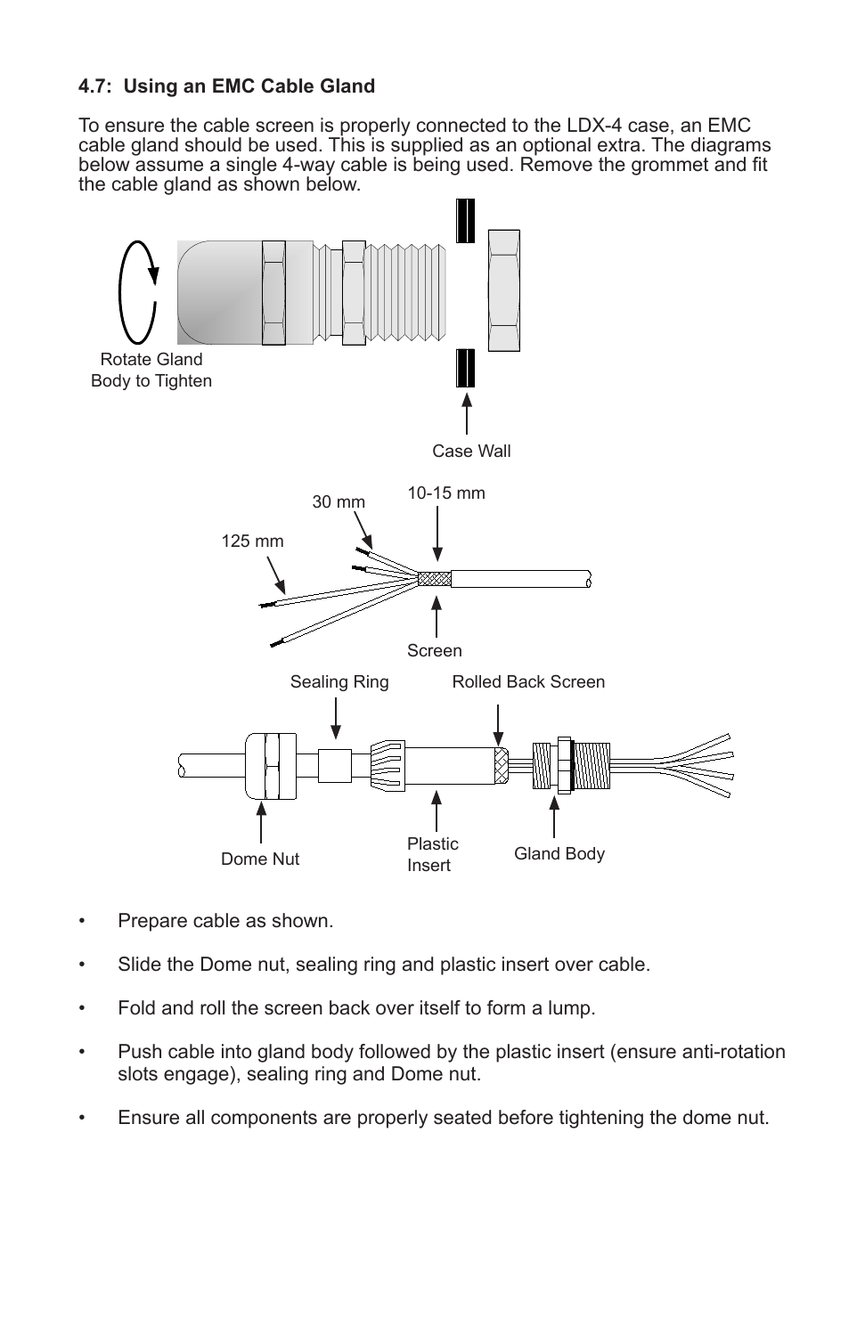### 4.7: Using an EMC Cable Gland

To ensure the cable screen is properly connected to the LDX-4 case, an EMC cable gland should be used. This is supplied as an optional extra. The diagrams below assume a single 4-way cable is being used. Remove the grommet and fit the cable gland as shown below.

Rotate Gland Body to Tighten

Case Wall

125 mm

30 mm

10-15 mm

Screen

Sealing Ring

Rolled Back Screen

Dome Nut

Plastic Insert

Gland Body

- Prepare cable as shown.
- Slide the Dome nut, sealing ring and plastic insert over cable.
- Fold and roll the screen back over itself to form a lump.
- Push cable into gland body followed by the plastic insert (ensure anti-rotation slots engage), sealing ring and Dome nut.
- Ensure all components are properly seated before tightening the dome nut.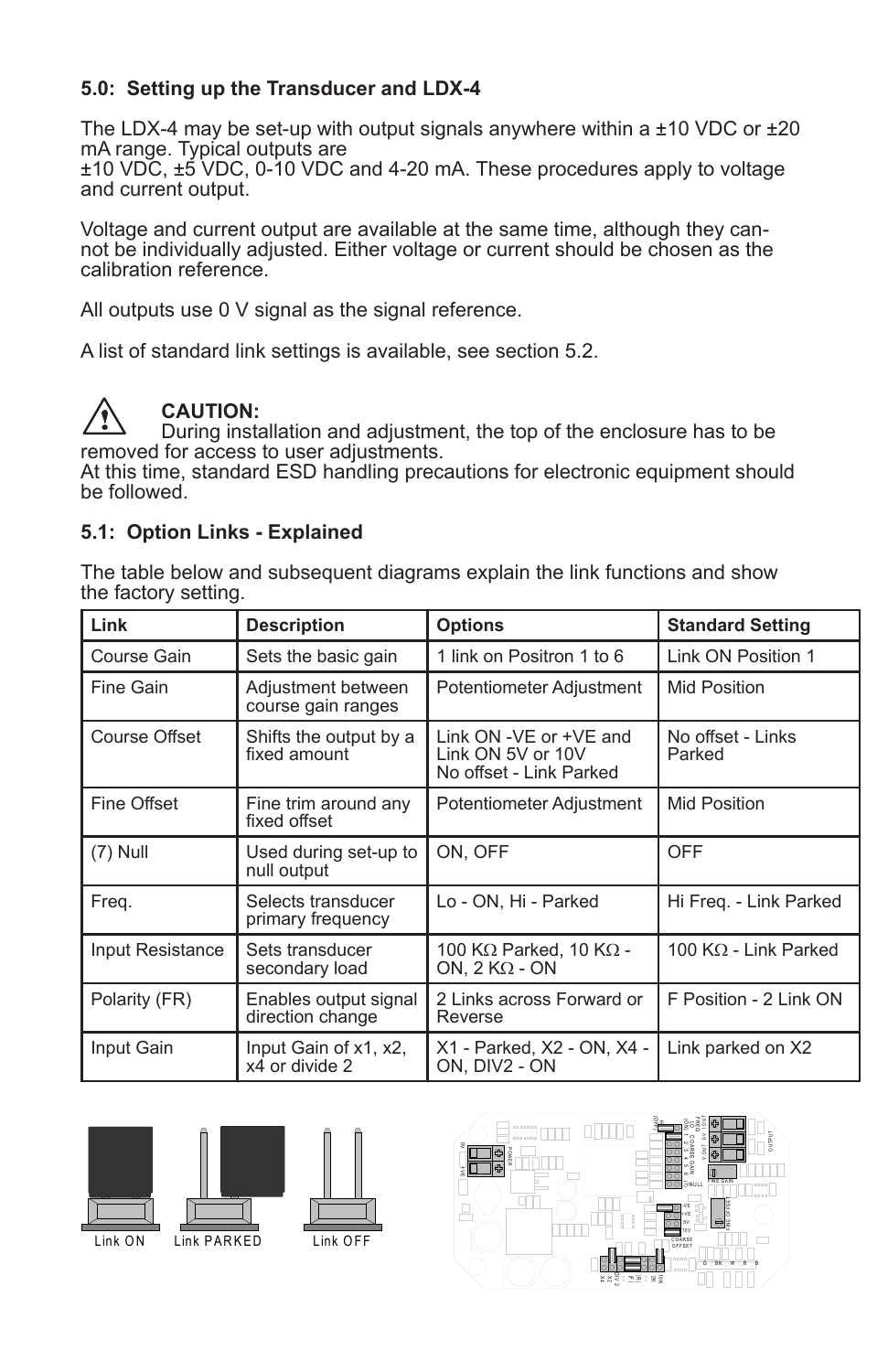## 5.0: Setting up the Transducer and LDX-4

The LDX-4 may be set-up with output signals anywhere within a ±10 VDC or ±20 mA range. Typical outputs are
±10 VDC, ±5 VDC, 0-10 VDC and 4-20 mA. These procedures apply to voltage and current output.

Voltage and current output are available at the same time, although they cannot be individually adjusted. Either voltage or current should be chosen as the calibration reference.

All outputs use 0 V signal as the signal reference.

A list of standard link settings is available, see section 5.2.

**CAUTION:**
During installation and adjustment, the top of the enclosure has to be removed for access to user adjustments.
At this time, standard ESD handling precautions for electronic equipment should be followed.

## 5.1: Option Links - Explained

The table below and subsequent diagrams explain the link functions and show the factory setting.

| Link | Description | Options | Standard Setting |
|---|---|---|---|
| Course Gain | Sets the basic gain | 1 link on Positron 1 to 6 | Link ON Position 1 |
| Fine Gain | Adjustment between course gain ranges | Potentiometer Adjustment | Mid Position |
| Course Offset | Shifts the output by a fixed amount | Link ON -VE or +VE and Link ON 5V or 10V<br>No offset - Link Parked | No offset - Links Parked |
| Fine Offset | Fine trim around any fixed offset | Potentiometer Adjustment | Mid Position |
| (7) Null | Used during set-up to null output | ON, OFF | OFF |
| Freq. | Selects transducer primary frequency | Lo - ON, Hi - Parked | Hi Freq. - Link Parked |
| Input Resistance | Sets transducer secondary load | 100 KΩ Parked, 10 KΩ - ON, 2 KΩ - ON | 100 KΩ - Link Parked |
| Polarity (FR) | Enables output signal direction change | 2 Links across Forward or Reverse | F Position - 2 Link ON |
| Input Gain | Input Gain of x1, x2, x4 or divide 2 | X1 - Parked, X2 - ON, X4 - ON, DIV2 - ON | Link parked on X2 |

Link ON    Link PARKED    Link OFF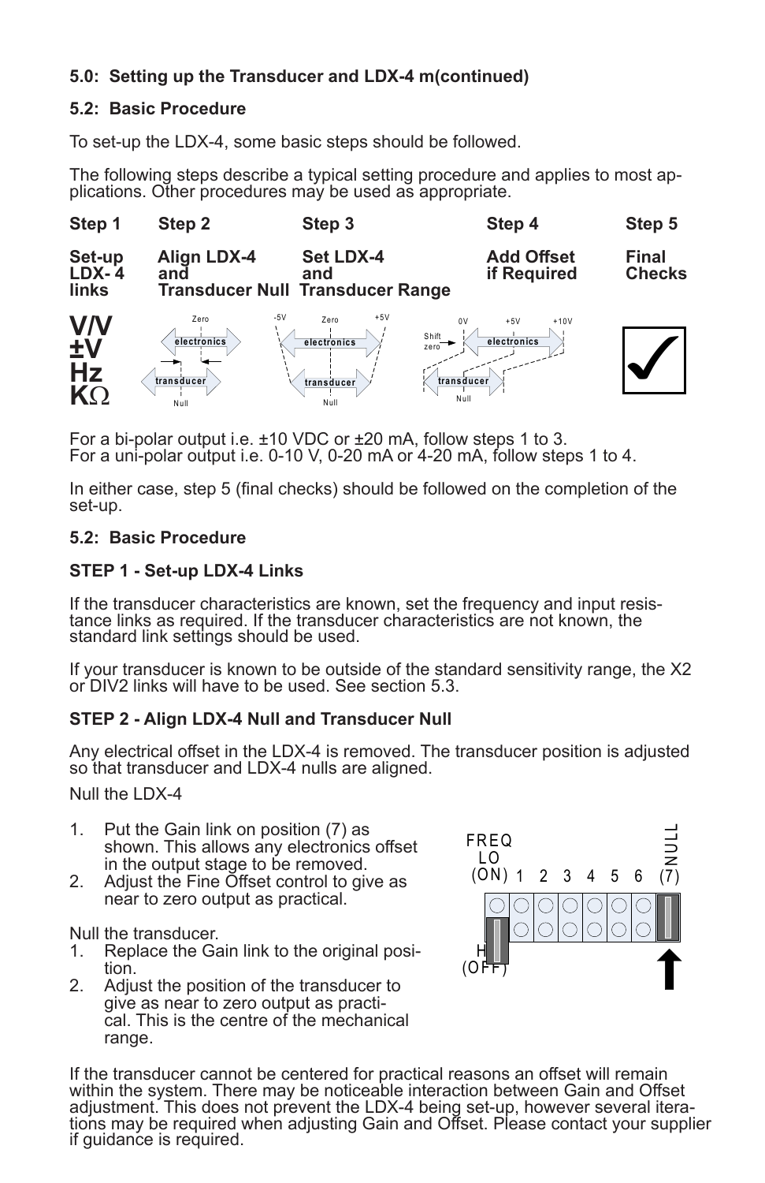**5.0: Setting up the Transducer and LDX-4 m(continued)**

**5.2: Basic Procedure**

To set-up the LDX-4, some basic steps should be followed.

The following steps describe a typical setting procedure and applies to most applications. Other procedures may be used as appropriate.

| Step 1 | Step 2 | Step 3 | Step 4 | Step 5 |
|---|---|---|---|---|
| **Set-up LDX- 4 links** | **Align LDX-4 and Transducer Null** | **Set LDX-4 and Transducer Range** | **Add Offset if Required** | **Final Checks** |

For a bi-polar output i.e. ±10 VDC or ±20 mA, follow steps 1 to 3.
For a uni-polar output i.e. 0-10 V, 0-20 mA or 4-20 mA, follow steps 1 to 4.

In either case, step 5 (final checks) should be followed on the completion of the set-up.

**5.2: Basic Procedure**

**STEP 1 - Set-up LDX-4 Links**

If the transducer characteristics are known, set the frequency and input resistance links as required. If the transducer characteristics are not known, the standard link settings should be used.

If your transducer is known to be outside of the standard sensitivity range, the X2 or DIV2 links will have to be used. See section 5.3.

**STEP 2 - Align LDX-4 Null and Transducer Null**

Any electrical offset in the LDX-4 is removed. The transducer position is adjusted so that transducer and LDX-4 nulls are aligned.

Null the LDX-4

1. Put the Gain link on position (7) as shown. This allows any electronics offset in the output stage to be removed.
2. Adjust the Fine Offset control to give as near to zero output as practical.

Null the transducer.

1. Replace the Gain link to the original position.
2. Adjust the position of the transducer to give as near to zero output as practical. This is the centre of the mechanical range.

If the transducer cannot be centered for practical reasons an offset will remain within the system. There may be noticeable interaction between Gain and Offset adjustment. This does not prevent the LDX-4 being set-up, however several iterations may be required when adjusting Gain and Offset. Please contact your supplier if guidance is required.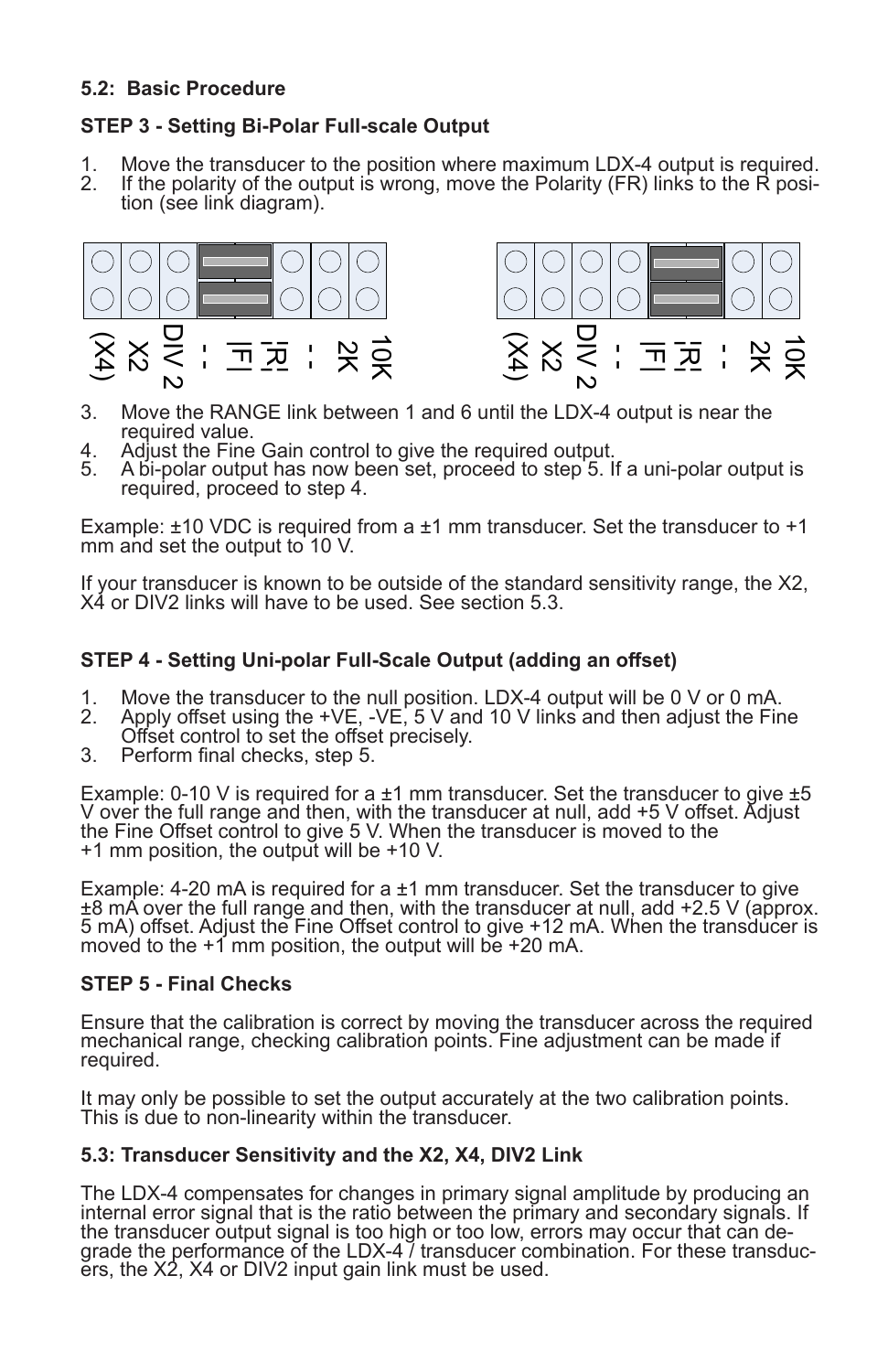**5.2: Basic Procedure**

**STEP 3 - Setting Bi-Polar Full-scale Output**

1. Move the transducer to the position where maximum LDX-4 output is required.
2. If the polarity of the output is wrong, move the Polarity (FR) links to the R position (see link diagram).

(X4) X2 DIV 2 - F R - 2K 10K

(X4) X2 DIV 2 - F R - 2K 10K

3. Move the RANGE link between 1 and 6 until the LDX-4 output is near the required value.
4. Adjust the Fine Gain control to give the required output.
5. A bi-polar output has now been set, proceed to step 5. If a uni-polar output is required, proceed to step 4.

Example: ±10 VDC is required from a ±1 mm transducer. Set the transducer to +1 mm and set the output to 10 V.

If your transducer is known to be outside of the standard sensitivity range, the X2, X4 or DIV2 links will have to be used. See section 5.3.

**STEP 4 - Setting Uni-polar Full-Scale Output (adding an offset)**

1. Move the transducer to the null position. LDX-4 output will be 0 V or 0 mA.
2. Apply offset using the +VE, -VE, 5 V and 10 V links and then adjust the Fine Offset control to set the offset precisely.
3. Perform final checks, step 5.

Example: 0-10 V is required for a ±1 mm transducer. Set the transducer to give ±5 V over the full range and then, with the transducer at null, add +5 V offset. Adjust the Fine Offset control to give 5 V. When the transducer is moved to the +1 mm position, the output will be +10 V.

Example: 4-20 mA is required for a ±1 mm transducer. Set the transducer to give ±8 mA over the full range and then, with the transducer at null, add +2.5 V (approx. 5 mA) offset. Adjust the Fine Offset control to give +12 mA. When the transducer is moved to the +1 mm position, the output will be +20 mA.

**STEP 5 - Final Checks**

Ensure that the calibration is correct by moving the transducer across the required mechanical range, checking calibration points. Fine adjustment can be made if required.

It may only be possible to set the output accurately at the two calibration points. This is due to non-linearity within the transducer.

**5.3: Transducer Sensitivity and the X2, X4, DIV2 Link**

The LDX-4 compensates for changes in primary signal amplitude by producing an internal error signal that is the ratio between the primary and secondary signals. If the transducer output signal is too high or too low, errors may occur that can degrade the performance of the LDX-4 / transducer combination. For these transducers, the X2, X4 or DIV2 input gain link must be used.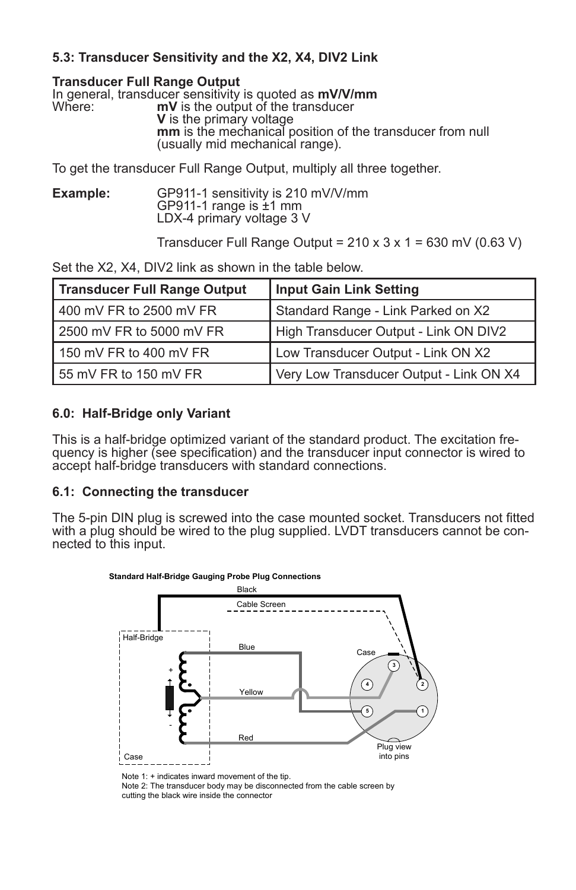### 5.3: Transducer Sensitivity and the X2, X4, DIV2 Link

**Transducer Full Range Output**

In general, transducer sensitivity is quoted as **mV/V/mm**

Where: **mV** is the output of the transducer
**V** is the primary voltage
**mm** is the mechanical position of the transducer from null (usually mid mechanical range).

To get the transducer Full Range Output, multiply all three together.

**Example:** GP911-1 sensitivity is 210 mV/V/mm
GP911-1 range is ±1 mm
LDX-4 primary voltage 3 V

Transducer Full Range Output = 210 x 3 x 1 = 630 mV (0.63 V)

Set the X2, X4, DIV2 link as shown in the table below.

| Transducer Full Range Output | Input Gain Link Setting |
|---|---|
| 400 mV FR to 2500 mV FR | Standard Range - Link Parked on X2 |
| 2500 mV FR to 5000 mV FR | High Transducer Output - Link ON DIV2 |
| 150 mV FR to 400 mV FR | Low Transducer Output - Link ON X2 |
| 55 mV FR to 150 mV FR | Very Low Transducer Output - Link ON X4 |

### 6.0: Half-Bridge only Variant

This is a half-bridge optimized variant of the standard product. The excitation frequency is higher (see specification) and the transducer input connector is wired to accept half-bridge transducers with standard connections.

### 6.1: Connecting the transducer

The 5-pin DIN plug is screwed into the case mounted socket. Transducers not fitted with a plug should be wired to the plug supplied. LVDT transducers cannot be connected to this input.

**Standard Half-Bridge Gauging Probe Plug Connections**

Black, Cable Screen, Half-Bridge, Blue, Yellow, Red, Case, Plug view into pins

Note 1: + indicates inward movement of the tip.
Note 2: The transducer body may be disconnected from the cable screen by cutting the black wire inside the connector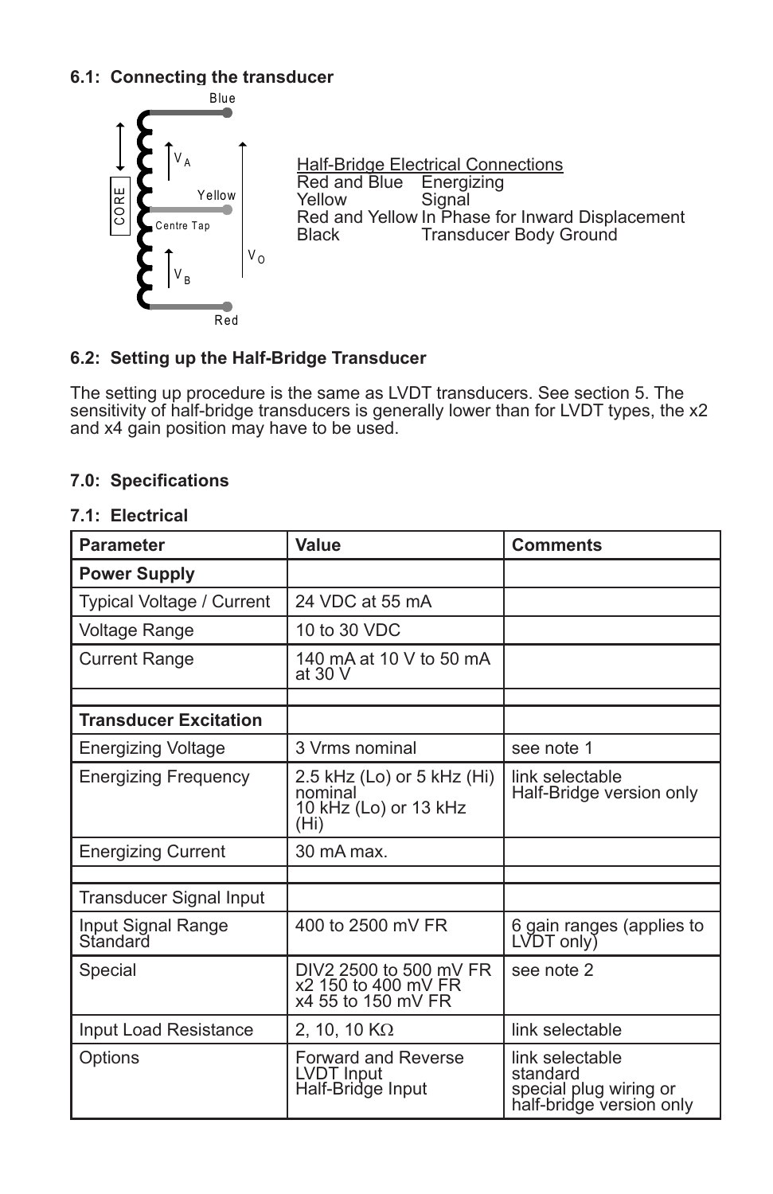### 6.1: Connecting the transducer

Blue

$V_A$

CORE

Yellow

Centre Tap

$V_O$

$V_B$

Red

Half-Bridge Electrical Connections

| | |
|---|---|
| Red and Blue | Energizing |
| Yellow | Signal |
| Red and Yellow | In Phase for Inward Displacement |
| Black | Transducer Body Ground |

### 6.2: Setting up the Half-Bridge Transducer

The setting up procedure is the same as LVDT transducers. See section 5. The sensitivity of half-bridge transducers is generally lower than for LVDT types, the x2 and x4 gain position may have to be used.

## 7.0: Specifications

### 7.1: Electrical

| Parameter | Value | Comments |
|---|---|---|
| **Power Supply** | | |
| Typical Voltage / Current | 24 VDC at 55 mA | |
| Voltage Range | 10 to 30 VDC | |
| Current Range | 140 mA at 10 V to 50 mA at 30 V | |
| | | |
| **Transducer Excitation** | | |
| Energizing Voltage | 3 Vrms nominal | see note 1 |
| Energizing Frequency | 2.5 kHz (Lo) or 5 kHz (Hi) nominal<br>10 kHz (Lo) or 13 kHz (Hi) | link selectable<br>Half-Bridge version only |
| Energizing Current | 30 mA max. | |
| | | |
| Transducer Signal Input | | |
| Input Signal Range Standard | 400 to 2500 mV FR | 6 gain ranges (applies to LVDT only) |
| Special | DIV2 2500 to 500 mV FR<br>x2 150 to 400 mV FR<br>x4 55 to 150 mV FR | see note 2 |
| Input Load Resistance | 2, 10, 10 KΩ | link selectable |
| Options | Forward and Reverse LVDT Input<br>Half-Bridge Input | link selectable standard<br>special plug wiring or half-bridge version only |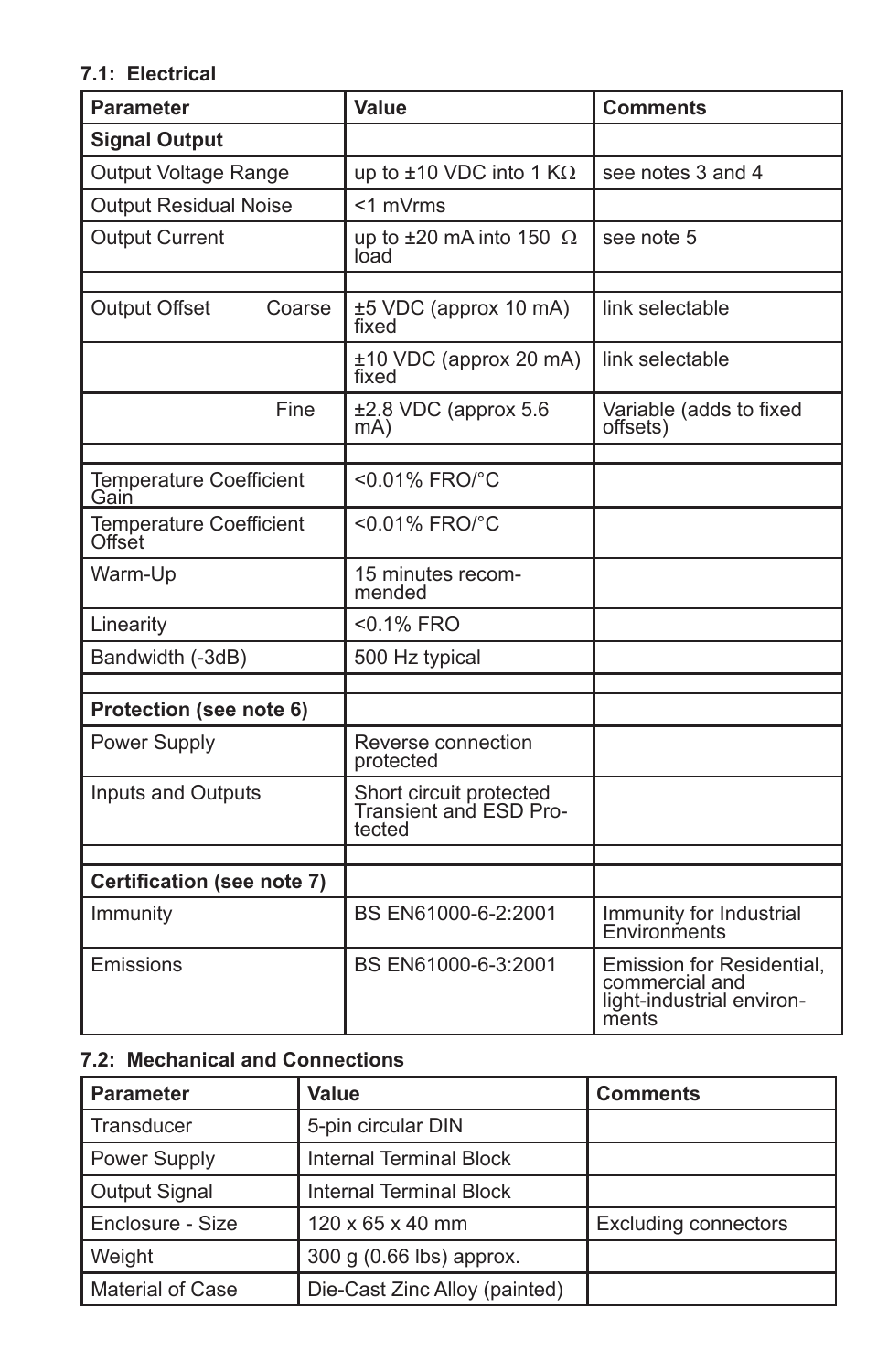### 7.1: Electrical

| Parameter | Value | Comments |
|---|---|---|
| **Signal Output** | | |
| Output Voltage Range | up to ±10 VDC into 1 KΩ | see notes 3 and 4 |
| Output Residual Noise | <1 mVrms | |
| Output Current | up to ±20 mA into 150 Ω load | see note 5 |
| | | |
| Output Offset Coarse | ±5 VDC (approx 10 mA) fixed | link selectable |
| | ±10 VDC (approx 20 mA) fixed | link selectable |
| Fine | ±2.8 VDC (approx 5.6 mA) | Variable (adds to fixed offsets) |
| | | |
| Temperature Coefficient Gain | <0.01% FRO/°C | |
| Temperature Coefficient Offset | <0.01% FRO/°C | |
| Warm-Up | 15 minutes recommended | |
| Linearity | <0.1% FRO | |
| Bandwidth (-3dB) | 500 Hz typical | |
| | | |
| **Protection (see note 6)** | | |
| Power Supply | Reverse connection protected | |
| Inputs and Outputs | Short circuit protected Transient and ESD Protected | |
| | | |
| **Certification (see note 7)** | | |
| Immunity | BS EN61000-6-2:2001 | Immunity for Industrial Environments |
| Emissions | BS EN61000-6-3:2001 | Emission for Residential, commercial and light-industrial environments |

### 7.2: Mechanical and Connections

| Parameter | Value | Comments |
|---|---|---|
| Transducer | 5-pin circular DIN | |
| Power Supply | Internal Terminal Block | |
| Output Signal | Internal Terminal Block | |
| Enclosure - Size | 120 x 65 x 40 mm | Excluding connectors |
| Weight | 300 g (0.66 lbs) approx. | |
| Material of Case | Die-Cast Zinc Alloy (painted) | |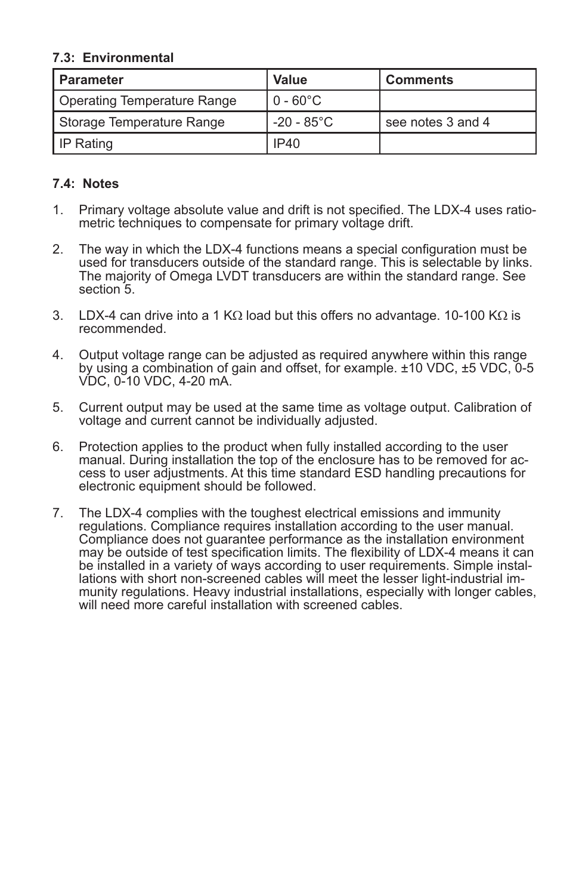### 7.3: Environmental

| Parameter | Value | Comments |
|---|---|---|
| Operating Temperature Range | 0 - 60°C | |
| Storage Temperature Range | -20 - 85°C | see notes 3 and 4 |
| IP Rating | IP40 | |

### 7.4: Notes

1. Primary voltage absolute value and drift is not specified. The LDX-4 uses ratio-metric techniques to compensate for primary voltage drift.

2. The way in which the LDX-4 functions means a special configuration must be used for transducers outside of the standard range. This is selectable by links. The majority of Omega LVDT transducers are within the standard range. See section 5.

3. LDX-4 can drive into a 1 KΩ load but this offers no advantage. 10-100 KΩ is recommended.

4. Output voltage range can be adjusted as required anywhere within this range by using a combination of gain and offset, for example. ±10 VDC, ±5 VDC, 0-5 VDC, 0-10 VDC, 4-20 mA.

5. Current output may be used at the same time as voltage output. Calibration of voltage and current cannot be individually adjusted.

6. Protection applies to the product when fully installed according to the user manual. During installation the top of the enclosure has to be removed for access to user adjustments. At this time standard ESD handling precautions for electronic equipment should be followed.

7. The LDX-4 complies with the toughest electrical emissions and immunity regulations. Compliance requires installation according to the user manual. Compliance does not guarantee performance as the installation environment may be outside of test specification limits. The flexibility of LDX-4 means it can be installed in a variety of ways according to user requirements. Simple installations with short non-screened cables will meet the lesser light-industrial immunity regulations. Heavy industrial installations, especially with longer cables, will need more careful installation with screened cables.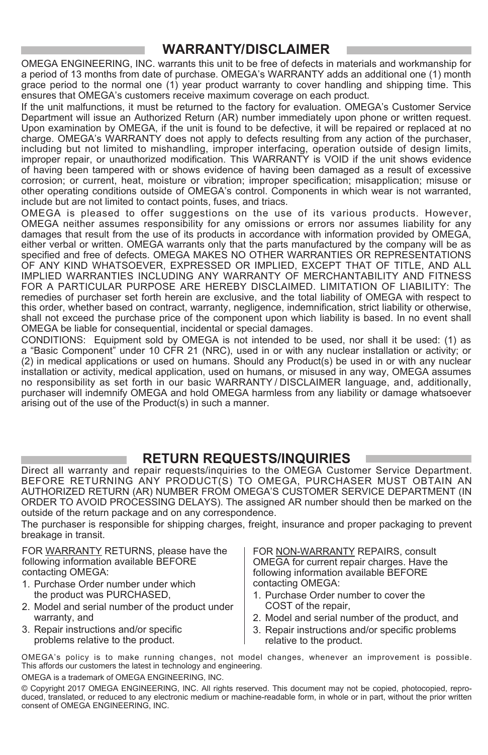## WARRANTY/DISCLAIMER

OMEGA ENGINEERING, INC. warrants this unit to be free of defects in materials and workmanship for a period of 13 months from date of purchase. OMEGA's WARRANTY adds an additional one (1) month grace period to the normal one (1) year product warranty to cover handling and shipping time. This ensures that OMEGA's customers receive maximum coverage on each product.

If the unit malfunctions, it must be returned to the factory for evaluation. OMEGA's Customer Service Department will issue an Authorized Return (AR) number immediately upon phone or written request. Upon examination by OMEGA, if the unit is found to be defective, it will be repaired or replaced at no charge. OMEGA's WARRANTY does not apply to defects resulting from any action of the purchaser, including but not limited to mishandling, improper interfacing, operation outside of design limits, improper repair, or unauthorized modification. This WARRANTY is VOID if the unit shows evidence of having been tampered with or shows evidence of having been damaged as a result of excessive corrosion; or current, heat, moisture or vibration; improper specification; misapplication; misuse or other operating conditions outside of OMEGA's control. Components in which wear is not warranted, include but are not limited to contact points, fuses, and triacs.

OMEGA is pleased to offer suggestions on the use of its various products. However, OMEGA neither assumes responsibility for any omissions or errors nor assumes liability for any damages that result from the use of its products in accordance with information provided by OMEGA, either verbal or written. OMEGA warrants only that the parts manufactured by the company will be as specified and free of defects. OMEGA MAKES NO OTHER WARRANTIES OR REPRESENTATIONS OF ANY KIND WHATSOEVER, EXPRESSED OR IMPLIED, EXCEPT THAT OF TITLE, AND ALL IMPLIED WARRANTIES INCLUDING ANY WARRANTY OF MERCHANTABILITY AND FITNESS FOR A PARTICULAR PURPOSE ARE HEREBY DISCLAIMED. LIMITATION OF LIABILITY: The remedies of purchaser set forth herein are exclusive, and the total liability of OMEGA with respect to this order, whether based on contract, warranty, negligence, indemnification, strict liability or otherwise, shall not exceed the purchase price of the component upon which liability is based. In no event shall OMEGA be liable for consequential, incidental or special damages.

CONDITIONS: Equipment sold by OMEGA is not intended to be used, nor shall it be used: (1) as a "Basic Component" under 10 CFR 21 (NRC), used in or with any nuclear installation or activity; or (2) in medical applications or used on humans. Should any Product(s) be used in or with any nuclear installation or activity, medical application, used on humans, or misused in any way, OMEGA assumes no responsibility as set forth in our basic WARRANTY / DISCLAIMER language, and, additionally, purchaser will indemnify OMEGA and hold OMEGA harmless from any liability or damage whatsoever arising out of the use of the Product(s) in such a manner.

## RETURN REQUESTS/INQUIRIES

Direct all warranty and repair requests/inquiries to the OMEGA Customer Service Department. BEFORE RETURNING ANY PRODUCT(S) TO OMEGA, PURCHASER MUST OBTAIN AN AUTHORIZED RETURN (AR) NUMBER FROM OMEGA'S CUSTOMER SERVICE DEPARTMENT (IN ORDER TO AVOID PROCESSING DELAYS). The assigned AR number should then be marked on the outside of the return package and on any correspondence.

The purchaser is responsible for shipping charges, freight, insurance and proper packaging to prevent breakage in transit.

FOR WARRANTY RETURNS, please have the following information available BEFORE contacting OMEGA:

1. Purchase Order number under which the product was PURCHASED,
2. Model and serial number of the product under warranty, and
3. Repair instructions and/or specific problems relative to the product.

FOR NON-WARRANTY REPAIRS, consult OMEGA for current repair charges. Have the following information available BEFORE contacting OMEGA:

1. Purchase Order number to cover the COST of the repair,
2. Model and serial number of the product, and
3. Repair instructions and/or specific problems relative to the product.

OMEGA's policy is to make running changes, not model changes, whenever an improvement is possible. This affords our customers the latest in technology and engineering.

OMEGA is a trademark of OMEGA ENGINEERING, INC.

© Copyright 2017 OMEGA ENGINEERING, INC. All rights reserved. This document may not be copied, photocopied, reproduced, translated, or reduced to any electronic medium or machine-readable form, in whole or in part, without the prior written consent of OMEGA ENGINEERING, INC.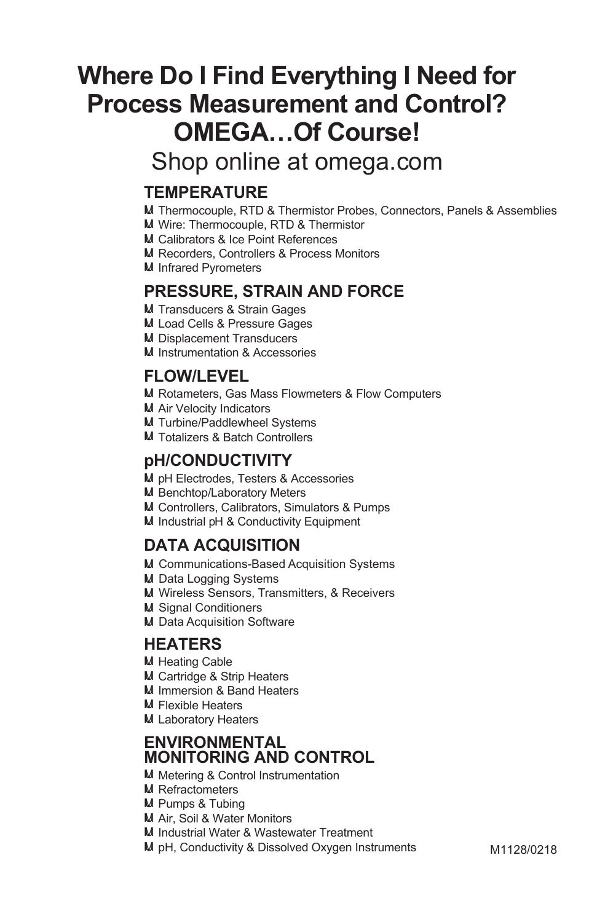# Where Do I Find Everything I Need for Process Measurement and Control? OMEGA…Of Course!

Shop online at omega.com

## TEMPERATURE

- Thermocouple, RTD & Thermistor Probes, Connectors, Panels & Assemblies
- Wire: Thermocouple, RTD & Thermistor
- Calibrators & Ice Point References
- Recorders, Controllers & Process Monitors
- Infrared Pyrometers

## PRESSURE, STRAIN AND FORCE

- Transducers & Strain Gages
- Load Cells & Pressure Gages
- Displacement Transducers
- Instrumentation & Accessories

## FLOW/LEVEL

- Rotameters, Gas Mass Flowmeters & Flow Computers
- Air Velocity Indicators
- Turbine/Paddlewheel Systems
- Totalizers & Batch Controllers

## pH/CONDUCTIVITY

- pH Electrodes, Testers & Accessories
- Benchtop/Laboratory Meters
- Controllers, Calibrators, Simulators & Pumps
- Industrial pH & Conductivity Equipment

## DATA ACQUISITION

- Communications-Based Acquisition Systems
- Data Logging Systems
- Wireless Sensors, Transmitters, & Receivers
- Signal Conditioners
- Data Acquisition Software

## HEATERS

- Heating Cable
- Cartridge & Strip Heaters
- Immersion & Band Heaters
- Flexible Heaters
- Laboratory Heaters

## ENVIRONMENTAL MONITORING AND CONTROL

- Metering & Control Instrumentation
- Refractometers
- Pumps & Tubing
- Air, Soil & Water Monitors
- Industrial Water & Wastewater Treatment
- pH, Conductivity & Dissolved Oxygen Instruments

M1128/0218